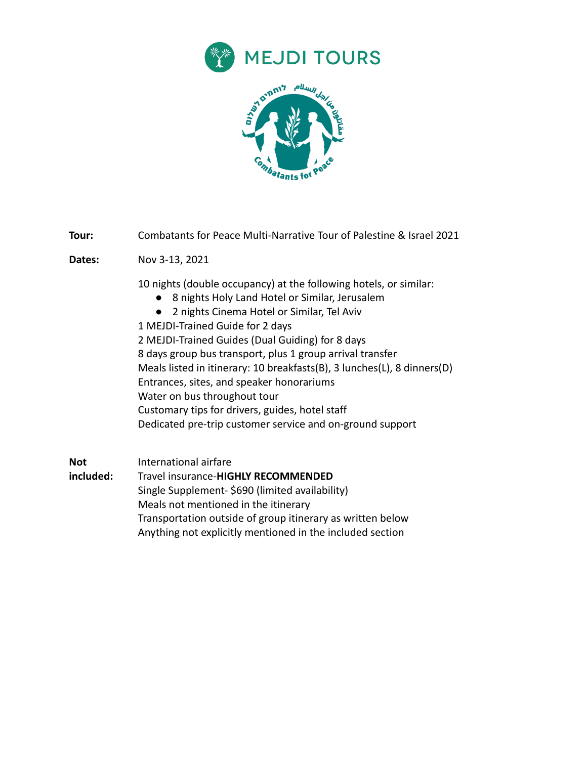MEJDI TOURS

Combatants for Peace

| | |
|---|---|
| **Tour:** | Combatants for Peace Multi-Narrative Tour of Palestine & Israel 2021 |
| **Dates:** | Nov 3-13, 2021 |

10 nights (double occupancy) at the following hotels, or similar:

- 8 nights Holy Land Hotel or Similar, Jerusalem
- 2 nights Cinema Hotel or Similar, Tel Aviv

1 MEJDI-Trained Guide for 2 days
2 MEJDI-Trained Guides (Dual Guiding) for 8 days
8 days group bus transport, plus 1 group arrival transfer
Meals listed in itinerary: 10 breakfasts(B), 3 lunches(L), 8 dinners(D)
Entrances, sites, and speaker honorariums
Water on bus throughout tour
Customary tips for drivers, guides, hotel staff
Dedicated pre-trip customer service and on-ground support

**Not included:**

International airfare
Travel insurance-**HIGHLY RECOMMENDED**
Single Supplement- $690 (limited availability)
Meals not mentioned in the itinerary
Transportation outside of group itinerary as written below
Anything not explicitly mentioned in the included section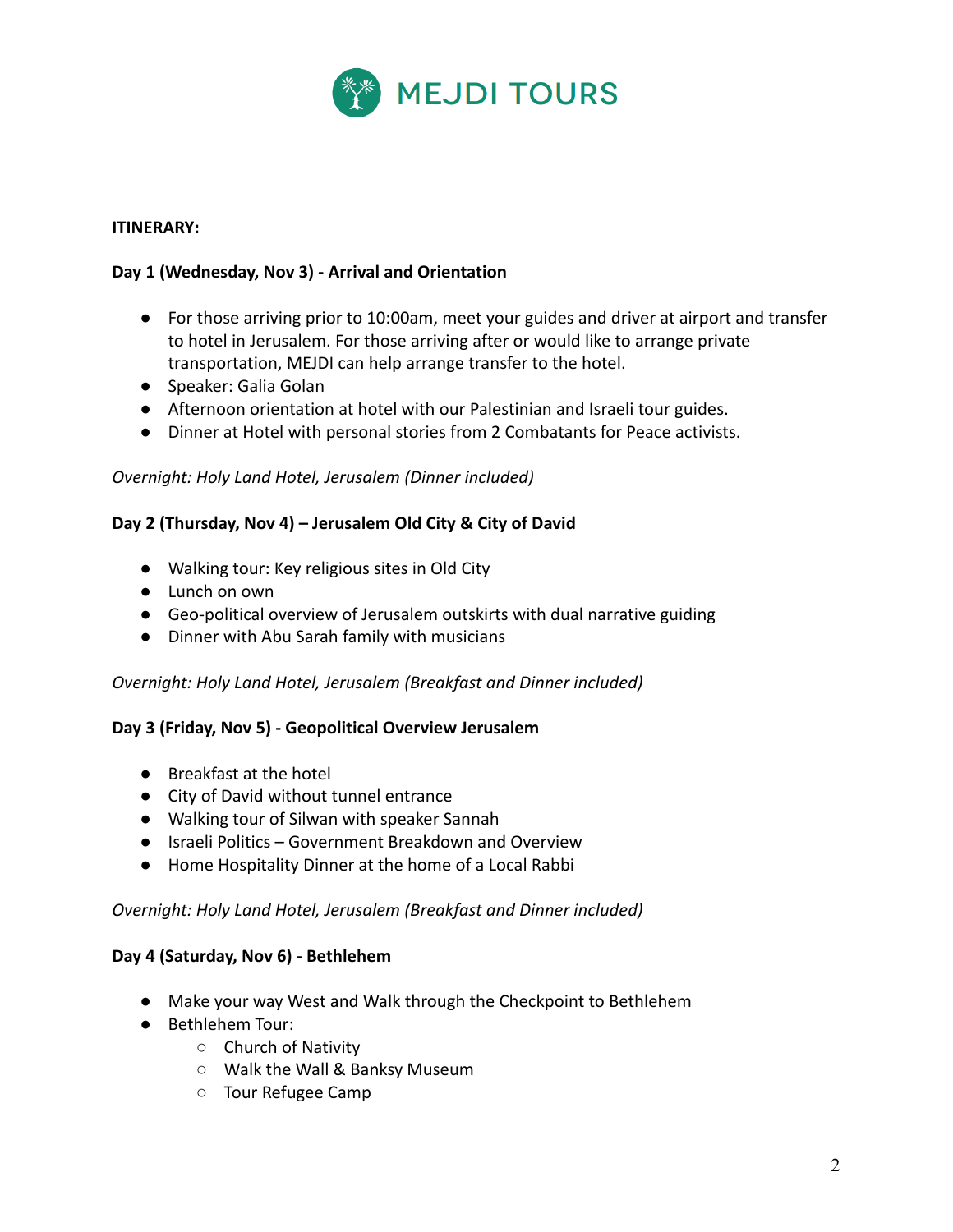**ITINERARY:**

**Day 1 (Wednesday, Nov 3) - Arrival and Orientation**

- For those arriving prior to 10:00am, meet your guides and driver at airport and transfer to hotel in Jerusalem. For those arriving after or would like to arrange private transportation, MEJDI can help arrange transfer to the hotel.
- Speaker: Galia Golan
- Afternoon orientation at hotel with our Palestinian and Israeli tour guides.
- Dinner at Hotel with personal stories from 2 Combatants for Peace activists.

*Overnight: Holy Land Hotel, Jerusalem (Dinner included)*

**Day 2 (Thursday, Nov 4) – Jerusalem Old City & City of David**

- Walking tour: Key religious sites in Old City
- Lunch on own
- Geo-political overview of Jerusalem outskirts with dual narrative guiding
- Dinner with Abu Sarah family with musicians

*Overnight: Holy Land Hotel, Jerusalem (Breakfast and Dinner included)*

**Day 3 (Friday, Nov 5) - Geopolitical Overview Jerusalem**

- Breakfast at the hotel
- City of David without tunnel entrance
- Walking tour of Silwan with speaker Sannah
- Israeli Politics – Government Breakdown and Overview
- Home Hospitality Dinner at the home of a Local Rabbi

*Overnight: Holy Land Hotel, Jerusalem (Breakfast and Dinner included)*

**Day 4 (Saturday, Nov 6) - Bethlehem**

- Make your way West and Walk through the Checkpoint to Bethlehem
- Bethlehem Tour:
  - Church of Nativity
  - Walk the Wall & Banksy Museum
  - Tour Refugee Camp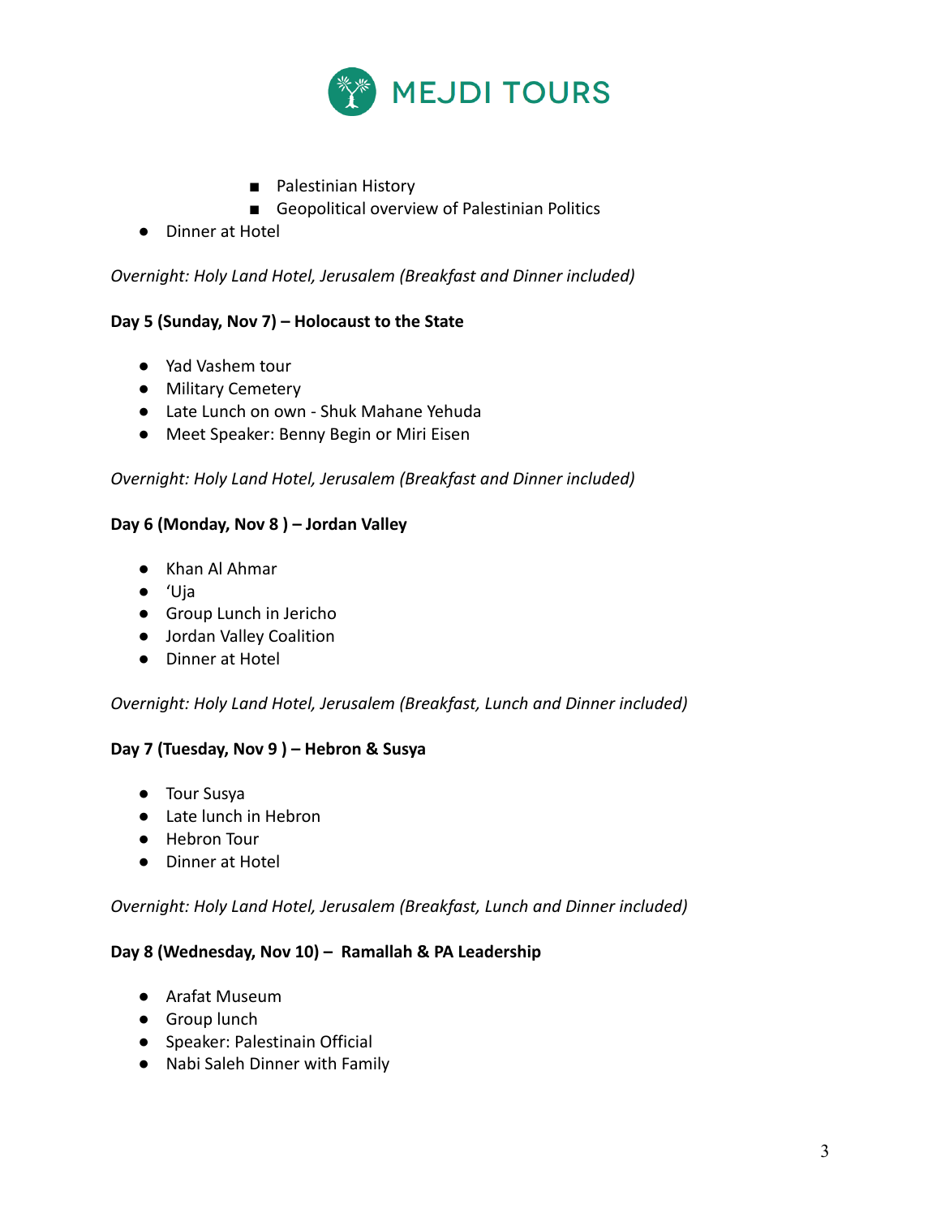- Palestinian History
    - Geopolitical overview of Palestinian Politics
- Dinner at Hotel

*Overnight: Holy Land Hotel, Jerusalem (Breakfast and Dinner included)*

**Day 5 (Sunday, Nov 7) – Holocaust to the State**

- Yad Vashem tour
- Military Cemetery
- Late Lunch on own - Shuk Mahane Yehuda
- Meet Speaker: Benny Begin or Miri Eisen

*Overnight: Holy Land Hotel, Jerusalem (Breakfast and Dinner included)*

**Day 6 (Monday, Nov 8 ) – Jordan Valley**

- Khan Al Ahmar
- 'Uja
- Group Lunch in Jericho
- Jordan Valley Coalition
- Dinner at Hotel

*Overnight: Holy Land Hotel, Jerusalem (Breakfast, Lunch and Dinner included)*

**Day 7 (Tuesday, Nov 9 ) – Hebron & Susya**

- Tour Susya
- Late lunch in Hebron
- Hebron Tour
- Dinner at Hotel

*Overnight: Holy Land Hotel, Jerusalem (Breakfast, Lunch and Dinner included)*

**Day 8 (Wednesday, Nov 10) – Ramallah & PA Leadership**

- Arafat Museum
- Group lunch
- Speaker: Palestinain Official
- Nabi Saleh Dinner with Family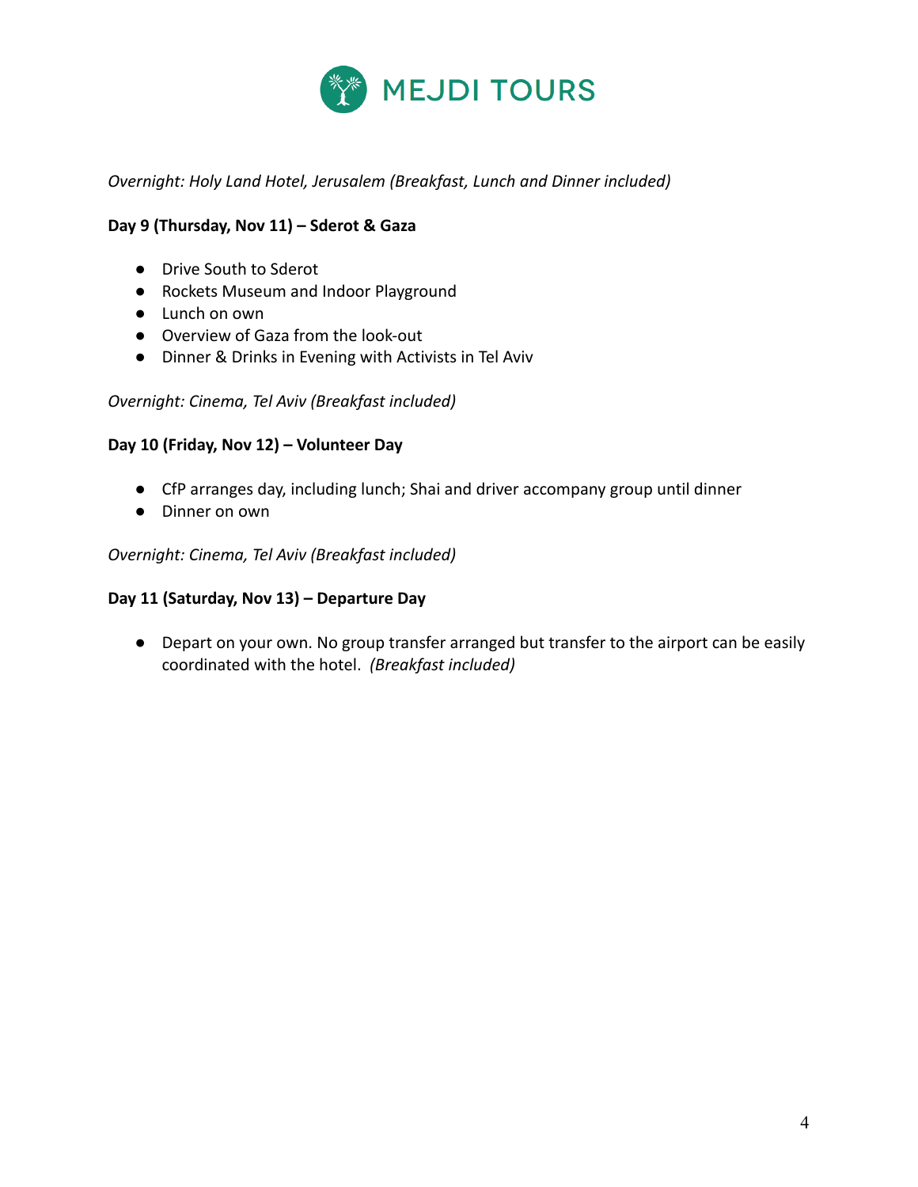*Overnight: Holy Land Hotel, Jerusalem (Breakfast, Lunch and Dinner included)*

**Day 9 (Thursday, Nov 11) – Sderot & Gaza**

- Drive South to Sderot
- Rockets Museum and Indoor Playground
- Lunch on own
- Overview of Gaza from the look-out
- Dinner & Drinks in Evening with Activists in Tel Aviv

*Overnight: Cinema, Tel Aviv (Breakfast included)*

**Day 10 (Friday, Nov 12) – Volunteer Day**

- CfP arranges day, including lunch; Shai and driver accompany group until dinner
- Dinner on own

*Overnight: Cinema, Tel Aviv (Breakfast included)*

**Day 11 (Saturday, Nov 13) – Departure Day**

- Depart on your own. No group transfer arranged but transfer to the airport can be easily coordinated with the hotel. *(Breakfast included)*